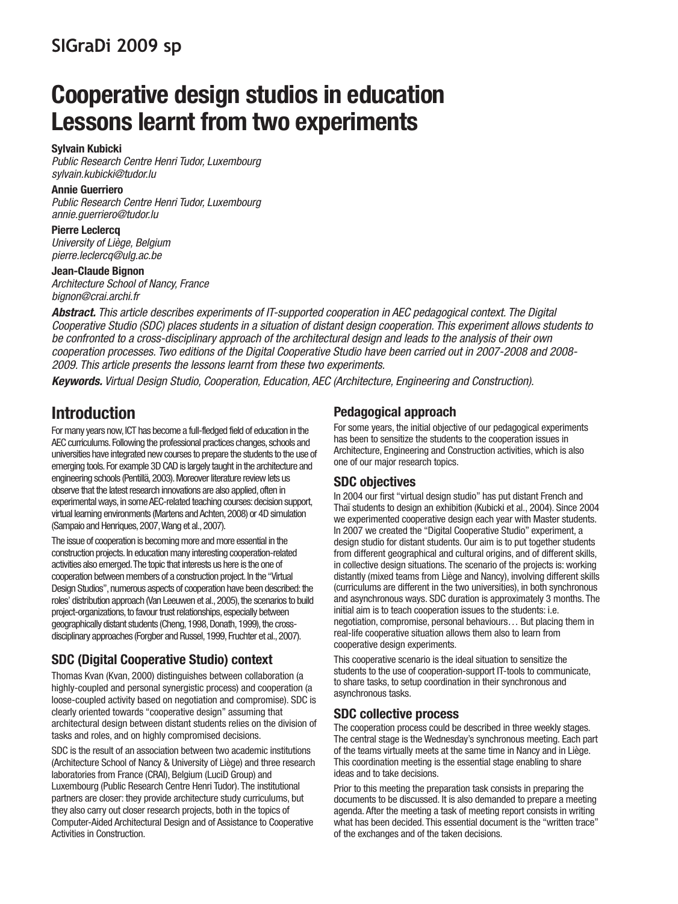# Cooperative design studios in education Lessons learnt from two experiments

**Sylvain Kubicki**
*Public Research Centre Henri Tudor, Luxembourg*
*sylvain.kubicki@tudor.lu*

**Annie Guerriero**
*Public Research Centre Henri Tudor, Luxembourg*
*annie.guerriero@tudor.lu*

**Pierre Leclercq**
*University of Liège, Belgium*
*pierre.leclercq@ulg.ac.be*

**Jean-Claude Bignon**
*Architecture School of Nancy, France*
*bignon@crai.archi.fr*

***Abstract.*** *This article describes experiments of IT-supported cooperation in AEC pedagogical context. The Digital Cooperative Studio (SDC) places students in a situation of distant design cooperation. This experiment allows students to be confronted to a cross-disciplinary approach of the architectural design and leads to the analysis of their own cooperation processes. Two editions of the Digital Cooperative Studio have been carried out in 2007-2008 and 2008-2009. This article presents the lessons learnt from these two experiments.*

***Keywords.*** *Virtual Design Studio, Cooperation, Education, AEC (Architecture, Engineering and Construction).*

## Introduction

For many years now, ICT has become a full-fledged field of education in the AEC curriculums. Following the professional practices changes, schools and universities have integrated new courses to prepare the students to the use of emerging tools. For example 3D CAD is largely taught in the architecture and engineering schools (Pentillä, 2003). Moreover literature review lets us observe that the latest research innovations are also applied, often in experimental ways, in some AEC-related teaching courses: decision support, virtual learning environments (Martens and Achten, 2008) or 4D simulation (Sampaio and Henriques, 2007, Wang et al., 2007).

The issue of cooperation is becoming more and more essential in the construction projects. In education many interesting cooperation-related activities also emerged. The topic that interests us here is the one of cooperation between members of a construction project. In the "Virtual Design Studios", numerous aspects of cooperation have been described: the roles' distribution approach (Van Leeuwen et al., 2005), the scenarios to build project-organizations, to favour trust relationships, especially between geographically distant students (Cheng, 1998, Donath, 1999), the cross-disciplinary approaches (Forgber and Russel, 1999, Fruchter et al., 2007).

### SDC (Digital Cooperative Studio) context

Thomas Kvan (Kvan, 2000) distinguishes between collaboration (a highly-coupled and personal synergistic process) and cooperation (a loose-coupled activity based on negotiation and compromise). SDC is clearly oriented towards "cooperative design" assuming that architectural design between distant students relies on the division of tasks and roles, and on highly compromised decisions.

SDC is the result of an association between two academic institutions (Architecture School of Nancy & University of Liège) and three research laboratories from France (CRAI), Belgium (LuciD Group) and Luxembourg (Public Research Centre Henri Tudor). The institutional partners are closer: they provide architecture study curriculums, but they also carry out closer research projects, both in the topics of Computer-Aided Architectural Design and of Assistance to Cooperative Activities in Construction.

### Pedagogical approach

For some years, the initial objective of our pedagogical experiments has been to sensitize the students to the cooperation issues in Architecture, Engineering and Construction activities, which is also one of our major research topics.

### SDC objectives

In 2004 our first "virtual design studio" has put distant French and Thaï students to design an exhibition (Kubicki et al., 2004). Since 2004 we experimented cooperative design each year with Master students. In 2007 we created the "Digital Cooperative Studio" experiment, a design studio for distant students. Our aim is to put together students from different geographical and cultural origins, and of different skills, in collective design situations. The scenario of the projects is: working distantly (mixed teams from Liège and Nancy), involving different skills (curriculums are different in the two universities), in both synchronous and asynchronous ways. SDC duration is approximately 3 months. The initial aim is to teach cooperation issues to the students: i.e. negotiation, compromise, personal behaviours… But placing them in real-life cooperative situation allows them also to learn from cooperative design experiments.

This cooperative scenario is the ideal situation to sensitize the students to the use of cooperation-support IT-tools to communicate, to share tasks, to setup coordination in their synchronous and asynchronous tasks.

### SDC collective process

The cooperation process could be described in three weekly stages. The central stage is the Wednesday's synchronous meeting. Each part of the teams virtually meets at the same time in Nancy and in Liège. This coordination meeting is the essential stage enabling to share ideas and to take decisions.

Prior to this meeting the preparation task consists in preparing the documents to be discussed. It is also demanded to prepare a meeting agenda. After the meeting a task of meeting report consists in writing what has been decided. This essential document is the "written trace" of the exchanges and of the taken decisions.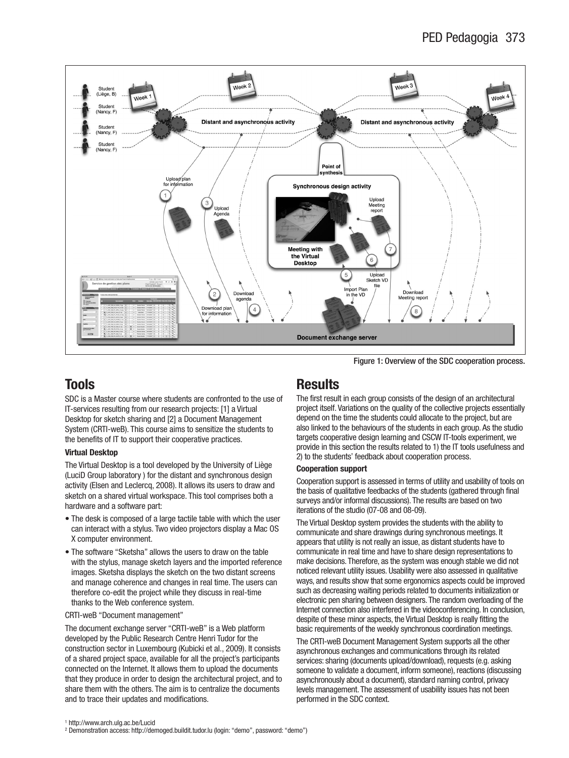Figure 1: Overview of the SDC cooperation process.

## Tools

SDC is a Master course where students are confronted to the use of IT-services resulting from our research projects: [1] a Virtual Desktop for sketch sharing and [2] a Document Management System (CRTI-weB). This course aims to sensitize the students to the benefits of IT to support their cooperative practices.

### Virtual Desktop

The Virtual Desktop is a tool developed by the University of Liège (LuciD Group laboratory ) for the distant and synchronous design activity (Elsen and Leclercq, 2008). It allows its users to draw and sketch on a shared virtual workspace. This tool comprises both a hardware and a software part:

- The desk is composed of a large tactile table with which the user can interact with a stylus. Two video projectors display a Mac OS X computer environment.
- The software "Sketsha" allows the users to draw on the table with the stylus, manage sketch layers and the imported reference images. Sketsha displays the sketch on the two distant screens and manage coherence and changes in real time. The users can therefore co-edit the project while they discuss in real-time thanks to the Web conference system.

CRTI-weB "Document management"

The document exchange server "CRTI-weB" is a Web platform developed by the Public Research Centre Henri Tudor for the construction sector in Luxembourg (Kubicki et al., 2009). It consists of a shared project space, available for all the project's participants connected on the Internet. It allows them to upload the documents that they produce in order to design the architectural project, and to share them with the others. The aim is to centralize the documents and to trace their updates and modifications.

## Results

The first result in each group consists of the design of an architectural project itself. Variations on the quality of the collective projects essentially depend on the time the students could allocate to the project, but are also linked to the behaviours of the students in each group. As the studio targets cooperative design learning and CSCW IT-tools experiment, we provide in this section the results related to 1) the IT tools usefulness and 2) to the students' feedback about cooperation process.

### Cooperation support

Cooperation support is assessed in terms of utility and usability of tools on the basis of qualitative feedbacks of the students (gathered through final surveys and/or informal discussions). The results are based on two iterations of the studio (07-08 and 08-09).

The Virtual Desktop system provides the students with the ability to communicate and share drawings during synchronous meetings. It appears that utility is not really an issue, as distant students have to communicate in real time and have to share design representations to make decisions. Therefore, as the system was enough stable we did not noticed relevant utility issues. Usability were also assessed in qualitative ways, and results show that some ergonomics aspects could be improved such as decreasing waiting periods related to documents initialization or electronic pen sharing between designers. The random overloading of the Internet connection also interfered in the videoconferencing. In conclusion, despite of these minor aspects, the Virtual Desktop is really fitting the basic requirements of the weekly synchronous coordination meetings.

The CRTI-weB Document Management System supports all the other asynchronous exchanges and communications through its related services: sharing (documents upload/download), requests (e.g. asking someone to validate a document, inform someone), reactions (discussing asynchronously about a document), standard naming control, privacy levels management. The assessment of usability issues has not been performed in the SDC context.

[1] http://www.arch.ulg.ac.be/Lucid

[2] Demonstration access: http://demoged.buildit.tudor.lu (login: "demo", password: "demo")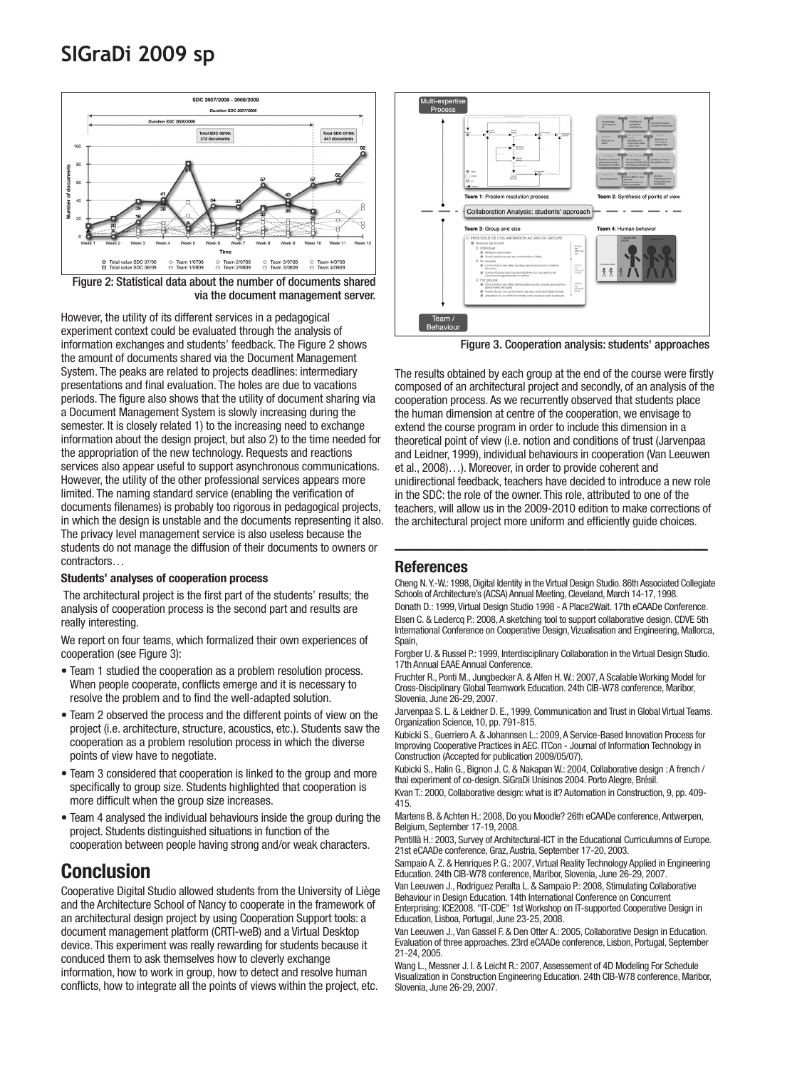SDC 2007/2008 - 2008/2009

Duration SDC 2007/2008

Duration SDC 2008/2009

Total SDC 08/09: 313 documents

Total SDC 07/08: 441 documents

Number of documents

Time

Week 1 Week 2 Week 3 Week 4 Week 5 Week 6 Week 7 Week 8 Week 9 Week 10 Week 11 Week 12

Total value SDC 07/08, Total value SDC 08/09, Team 1/0708, Team 1/0809, Team 2/0708, Team 2/0809, Team 3/0708, Team 3/0809, Team 4/0708, Team 4/0809

Figure 2: Statistical data about the number of documents shared via the document management server.

However, the utility of its different services in a pedagogical experiment context could be evaluated through the analysis of information exchanges and students' feedback. The Figure 2 shows the amount of documents shared via the Document Management System. The peaks are related to projects deadlines: intermediary presentations and final evaluation. The holes are due to vacations periods. The figure also shows that the utility of document sharing via a Document Management System is slowly increasing during the semester. It is closely related 1) to the increasing need to exchange information about the design project, but also 2) to the time needed for the appropriation of the new technology. Requests and reactions services also appear useful to support asynchronous communications. However, the utility of the other professional services appears more limited. The naming standard service (enabling the verification of documents filenames) is probably too rigorous in pedagogical projects, in which the design is unstable and the documents representing it also. The privacy level management service is also useless because the students do not manage the diffusion of their documents to owners or contractors…

### Students' analyses of cooperation process

The architectural project is the first part of the students' results; the analysis of cooperation process is the second part and results are really interesting.

We report on four teams, which formalized their own experiences of cooperation (see Figure 3):

- Team 1 studied the cooperation as a problem resolution process. When people cooperate, conflicts emerge and it is necessary to resolve the problem and to find the well-adapted solution.
- Team 2 observed the process and the different points of view on the project (i.e. architecture, structure, acoustics, etc.). Students saw the cooperation as a problem resolution process in which the diverse points of view have to negotiate.
- Team 3 considered that cooperation is linked to the group and more specifically to group size. Students highlighted that cooperation is more difficult when the group size increases.
- Team 4 analysed the individual behaviours inside the group during the project. Students distinguished situations in function of the cooperation between people having strong and/or weak characters.

## Conclusion

Cooperative Digital Studio allowed students from the University of Liège and the Architecture School of Nancy to cooperate in the framework of an architectural design project by using Cooperation Support tools: a document management platform (CRTI-weB) and a Virtual Desktop device. This experiment was really rewarding for students because it conduced them to ask themselves how to cleverly exchange information, how to work in group, how to detect and resolve human conflicts, how to integrate all the points of views within the project, etc.

Multi-expertise Process

Team 1: Problem resolution process

Team 2: Synthesis of points of view

Collaboration Analysis: students' approach

Team 3: Group and size

Team 4: Human behavior

Team / Behaviour

Figure 3. Cooperation analysis: students' approaches

The results obtained by each group at the end of the course were firstly composed of an architectural project and secondly, of an analysis of the cooperation process. As we recurrently observed that students place the human dimension at centre of the cooperation, we envisage to extend the course program in order to include this dimension in a theoretical point of view (i.e. notion and conditions of trust (Jarvenpaa and Leidner, 1999), individual behaviours in cooperation (Van Leeuwen et al., 2008)…). Moreover, in order to provide coherent and unidirectional feedback, teachers have decided to introduce a new role in the SDC: the role of the owner. This role, attributed to one of the teachers, will allow us in the 2009-2010 edition to make corrections of the architectural project more uniform and efficiently guide choices.

## References

Cheng N. Y.-W.: 1998, Digital Identity in the Virtual Design Studio. 86th Associated Collegiate Schools of Architecture's (ACSA) Annual Meeting, Cleveland, March 14-17, 1998.

Donath D.: 1999, Virtual Design Studio 1998 - A Place2Wait. 17th eCAADe Conference.

Elsen C. & Leclercq P.: 2008, A sketching tool to support collaborative design. CDVE 5th International Conference on Cooperative Design, Vizualisation and Engineering, Mallorca, Spain,

Forgber U. & Russel P.: 1999, Interdisciplinary Collaboration in the Virtual Design Studio. 17th Annual EAAE Annual Conference.

Fruchter R., Ponti M., Jungbecker A. & Alfen H. W.: 2007, A Scalable Working Model for Cross-Disciplinary Global Teamwork Education. 24th CIB-W78 conference, Maribor, Slovenia, June 26-29, 2007.

Jarvenpaa S. L. & Leidner D. E., 1999, Communication and Trust in Global Virtual Teams. Organization Science, 10, pp. 791-815.

Kubicki S., Guerriero A. & Johannsen L.: 2009, A Service-Based Innovation Process for Improving Cooperative Practices in AEC. ITCon - Journal of Information Technology in Construction (Accepted for publication 2009/05/07).

Kubicki S., Halin G., Bignon J. C. & Nakapan W.: 2004, Collaborative design : A french / thai experiment of co-design. SiGraDi Unisinos 2004. Porto Alegre, Brésil.

Kvan T.: 2000, Collaborative design: what is it? Automation in Construction, 9, pp. 409-415.

Martens B. & Achten H.: 2008, Do you Moodle? 26th eCAADe conference, Antwerpen, Belgium, September 17-19, 2008.

Pentillä H.: 2003, Survey of Architectural-ICT in the Educational Curriculumns of Europe. 21st eCAADe conference, Graz, Austria, September 17-20, 2003.

Sampaio A. Z. & Henriques P. G.: 2007, Virtual Reality Technology Applied in Engineering Education. 24th CIB-W78 conference, Maribor, Slovenia, June 26-29, 2007.

Van Leeuwen J., Rodriguez Peralta L. & Sampaio P.: 2008, Stimulating Collaborative Behaviour in Design Education. 14th International Conference on Concurrent Enterprising: ICE2008. "IT-CDE" 1st Workshop on IT-supported Cooperative Design in Education, Lisboa, Portugal, June 23-25, 2008.

Van Leeuwen J., Van Gassel F. & Den Otter A.: 2005, Collaborative Design in Education. Evaluation of three approaches. 23rd eCAADe conference, Lisbon, Portugal, September 21-24, 2005.

Wang L., Messner J. I. & Leicht R.: 2007, Assessement of 4D Modeling For Schedule Visualization in Construction Engineering Education. 24th CIB-W78 conference, Maribor, Slovenia, June 26-29, 2007.